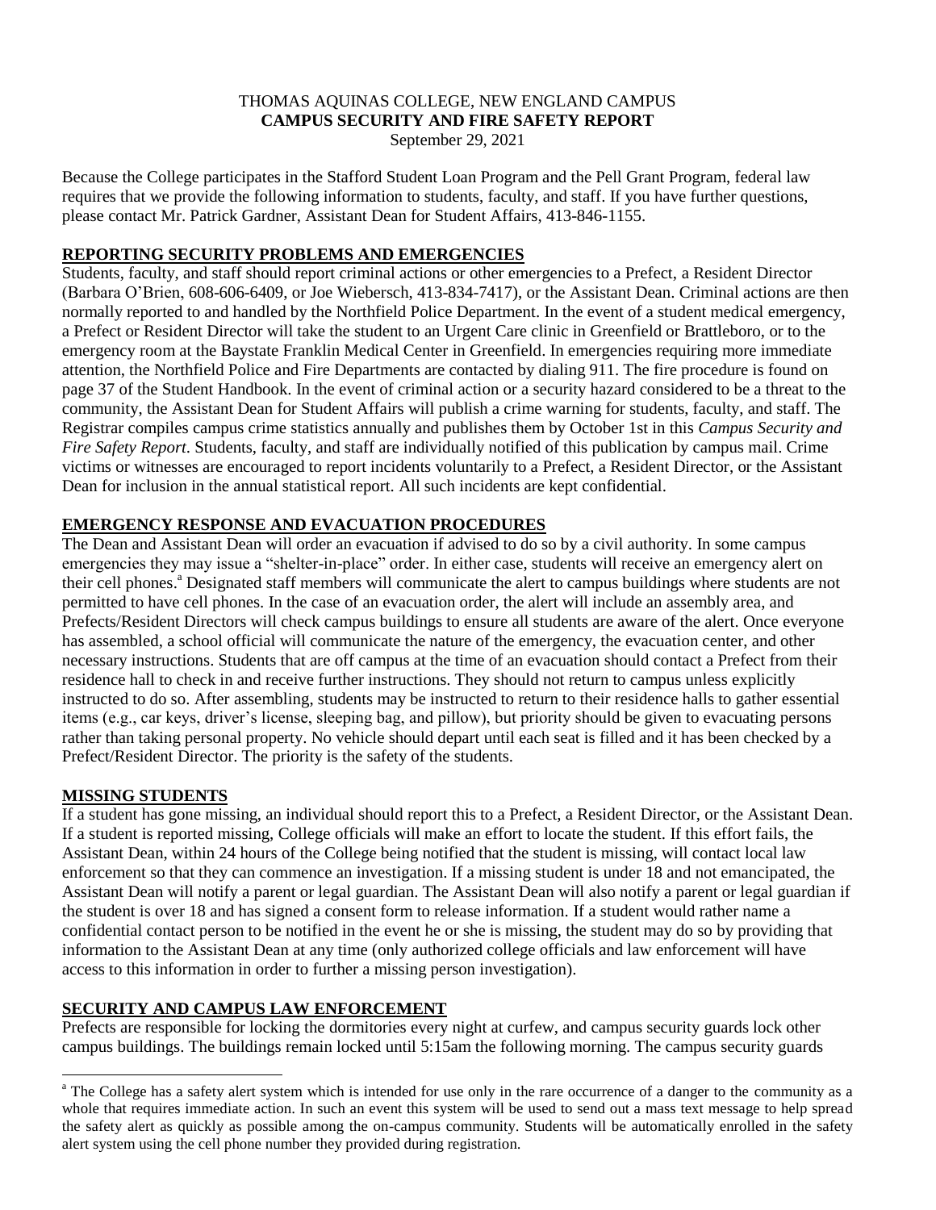THOMAS AQUINAS COLLEGE, NEW ENGLAND CAMPUS

**CAMPUS SECURITY AND FIRE SAFETY REPORT**

September 29, 2021

Because the College participates in the Stafford Student Loan Program and the Pell Grant Program, federal law requires that we provide the following information to students, faculty, and staff. If you have further questions, please contact Mr. Patrick Gardner, Assistant Dean for Student Affairs, 413-846-1155.

## REPORTING SECURITY PROBLEMS AND EMERGENCIES

Students, faculty, and staff should report criminal actions or other emergencies to a Prefect, a Resident Director (Barbara O'Brien, 608-606-6409, or Joe Wiebersch, 413-834-7417), or the Assistant Dean. Criminal actions are then normally reported to and handled by the Northfield Police Department. In the event of a student medical emergency, a Prefect or Resident Director will take the student to an Urgent Care clinic in Greenfield or Brattleboro, or to the emergency room at the Baystate Franklin Medical Center in Greenfield. In emergencies requiring more immediate attention, the Northfield Police and Fire Departments are contacted by dialing 911. The fire procedure is found on page 37 of the Student Handbook. In the event of criminal action or a security hazard considered to be a threat to the community, the Assistant Dean for Student Affairs will publish a crime warning for students, faculty, and staff. The Registrar compiles campus crime statistics annually and publishes them by October 1st in this *Campus Security and Fire Safety Report*. Students, faculty, and staff are individually notified of this publication by campus mail. Crime victims or witnesses are encouraged to report incidents voluntarily to a Prefect, a Resident Director, or the Assistant Dean for inclusion in the annual statistical report. All such incidents are kept confidential.

## EMERGENCY RESPONSE AND EVACUATION PROCEDURES

The Dean and Assistant Dean will order an evacuation if advised to do so by a civil authority. In some campus emergencies they may issue a "shelter-in-place" order. In either case, students will receive an emergency alert on their cell phones.[a] Designated staff members will communicate the alert to campus buildings where students are not permitted to have cell phones. In the case of an evacuation order, the alert will include an assembly area, and Prefects/Resident Directors will check campus buildings to ensure all students are aware of the alert. Once everyone has assembled, a school official will communicate the nature of the emergency, the evacuation center, and other necessary instructions. Students that are off campus at the time of an evacuation should contact a Prefect from their residence hall to check in and receive further instructions. They should not return to campus unless explicitly instructed to do so. After assembling, students may be instructed to return to their residence halls to gather essential items (e.g., car keys, driver's license, sleeping bag, and pillow), but priority should be given to evacuating persons rather than taking personal property. No vehicle should depart until each seat is filled and it has been checked by a Prefect/Resident Director. The priority is the safety of the students.

## MISSING STUDENTS

If a student has gone missing, an individual should report this to a Prefect, a Resident Director, or the Assistant Dean. If a student is reported missing, College officials will make an effort to locate the student. If this effort fails, the Assistant Dean, within 24 hours of the College being notified that the student is missing, will contact local law enforcement so that they can commence an investigation. If a missing student is under 18 and not emancipated, the Assistant Dean will notify a parent or legal guardian. The Assistant Dean will also notify a parent or legal guardian if the student is over 18 and has signed a consent form to release information. If a student would rather name a confidential contact person to be notified in the event he or she is missing, the student may do so by providing that information to the Assistant Dean at any time (only authorized college officials and law enforcement will have access to this information in order to further a missing person investigation).

## SECURITY AND CAMPUS LAW ENFORCEMENT

Prefects are responsible for locking the dormitories every night at curfew, and campus security guards lock other campus buildings. The buildings remain locked until 5:15am the following morning. The campus security guards

[a] The College has a safety alert system which is intended for use only in the rare occurrence of a danger to the community as a whole that requires immediate action. In such an event this system will be used to send out a mass text message to help spread the safety alert as quickly as possible among the on-campus community. Students will be automatically enrolled in the safety alert system using the cell phone number they provided during registration.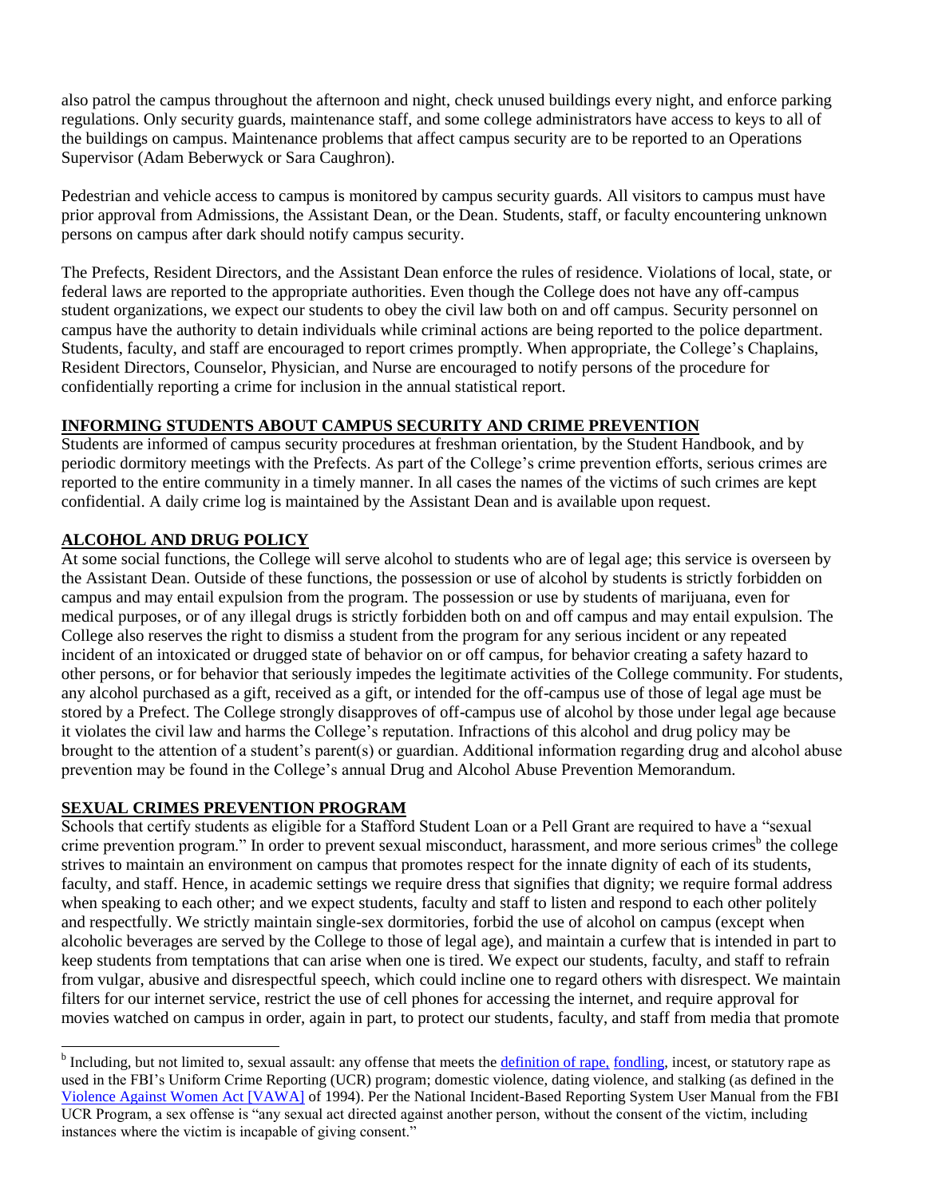also patrol the campus throughout the afternoon and night, check unused buildings every night, and enforce parking regulations. Only security guards, maintenance staff, and some college administrators have access to keys to all of the buildings on campus. Maintenance problems that affect campus security are to be reported to an Operations Supervisor (Adam Beberwyck or Sara Caughron).

Pedestrian and vehicle access to campus is monitored by campus security guards. All visitors to campus must have prior approval from Admissions, the Assistant Dean, or the Dean. Students, staff, or faculty encountering unknown persons on campus after dark should notify campus security.

The Prefects, Resident Directors, and the Assistant Dean enforce the rules of residence. Violations of local, state, or federal laws are reported to the appropriate authorities. Even though the College does not have any off-campus student organizations, we expect our students to obey the civil law both on and off campus. Security personnel on campus have the authority to detain individuals while criminal actions are being reported to the police department. Students, faculty, and staff are encouraged to report crimes promptly. When appropriate, the College's Chaplains, Resident Directors, Counselor, Physician, and Nurse are encouraged to notify persons of the procedure for confidentially reporting a crime for inclusion in the annual statistical report.

## INFORMING STUDENTS ABOUT CAMPUS SECURITY AND CRIME PREVENTION

Students are informed of campus security procedures at freshman orientation, by the Student Handbook, and by periodic dormitory meetings with the Prefects. As part of the College's crime prevention efforts, serious crimes are reported to the entire community in a timely manner. In all cases the names of the victims of such crimes are kept confidential. A daily crime log is maintained by the Assistant Dean and is available upon request.

## ALCOHOL AND DRUG POLICY

At some social functions, the College will serve alcohol to students who are of legal age; this service is overseen by the Assistant Dean. Outside of these functions, the possession or use of alcohol by students is strictly forbidden on campus and may entail expulsion from the program. The possession or use by students of marijuana, even for medical purposes, or of any illegal drugs is strictly forbidden both on and off campus and may entail expulsion. The College also reserves the right to dismiss a student from the program for any serious incident or any repeated incident of an intoxicated or drugged state of behavior on or off campus, for behavior creating a safety hazard to other persons, or for behavior that seriously impedes the legitimate activities of the College community. For students, any alcohol purchased as a gift, received as a gift, or intended for the off-campus use of those of legal age must be stored by a Prefect. The College strongly disapproves of off-campus use of alcohol by those under legal age because it violates the civil law and harms the College's reputation. Infractions of this alcohol and drug policy may be brought to the attention of a student's parent(s) or guardian. Additional information regarding drug and alcohol abuse prevention may be found in the College's annual Drug and Alcohol Abuse Prevention Memorandum.

## SEXUAL CRIMES PREVENTION PROGRAM

Schools that certify students as eligible for a Stafford Student Loan or a Pell Grant are required to have a "sexual crime prevention program." In order to prevent sexual misconduct, harassment, and more serious crimes[b] the college strives to maintain an environment on campus that promotes respect for the innate dignity of each of its students, faculty, and staff. Hence, in academic settings we require dress that signifies that dignity; we require formal address when speaking to each other; and we expect students, faculty and staff to listen and respond to each other politely and respectfully. We strictly maintain single-sex dormitories, forbid the use of alcohol on campus (except when alcoholic beverages are served by the College to those of legal age), and maintain a curfew that is intended in part to keep students from temptations that can arise when one is tired. We expect our students, faculty, and staff to refrain from vulgar, abusive and disrespectful speech, which could incline one to regard others with disrespect. We maintain filters for our internet service, restrict the use of cell phones for accessing the internet, and require approval for movies watched on campus in order, again in part, to protect our students, faculty, and staff from media that promote

[b] Including, but not limited to, sexual assault: any offense that meets the definition of rape, fondling, incest, or statutory rape as used in the FBI's Uniform Crime Reporting (UCR) program; domestic violence, dating violence, and stalking (as defined in the Violence Against Women Act [VAWA] of 1994). Per the National Incident-Based Reporting System User Manual from the FBI UCR Program, a sex offense is "any sexual act directed against another person, without the consent of the victim, including instances where the victim is incapable of giving consent."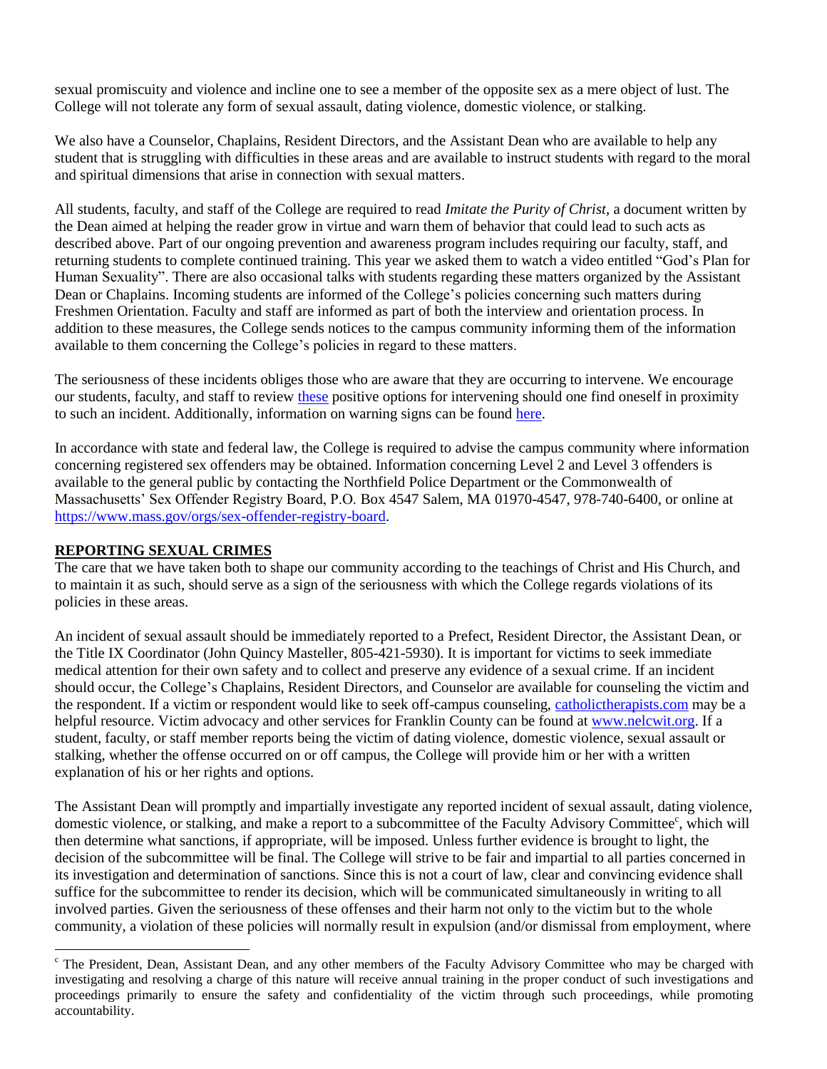sexual promiscuity and violence and incline one to see a member of the opposite sex as a mere object of lust. The College will not tolerate any form of sexual assault, dating violence, domestic violence, or stalking.

We also have a Counselor, Chaplains, Resident Directors, and the Assistant Dean who are available to help any student that is struggling with difficulties in these areas and are available to instruct students with regard to the moral and spiritual dimensions that arise in connection with sexual matters.

All students, faculty, and staff of the College are required to read *Imitate the Purity of Christ*, a document written by the Dean aimed at helping the reader grow in virtue and warn them of behavior that could lead to such acts as described above. Part of our ongoing prevention and awareness program includes requiring our faculty, staff, and returning students to complete continued training. This year we asked them to watch a video entitled "God's Plan for Human Sexuality". There are also occasional talks with students regarding these matters organized by the Assistant Dean or Chaplains. Incoming students are informed of the College's policies concerning such matters during Freshmen Orientation. Faculty and staff are informed as part of both the interview and orientation process. In addition to these measures, the College sends notices to the campus community informing them of the information available to them concerning the College's policies in regard to these matters.

The seriousness of these incidents obliges those who are aware that they are occurring to intervene. We encourage our students, faculty, and staff to review these positive options for intervening should one find oneself in proximity to such an incident. Additionally, information on warning signs can be found here.

In accordance with state and federal law, the College is required to advise the campus community where information concerning registered sex offenders may be obtained. Information concerning Level 2 and Level 3 offenders is available to the general public by contacting the Northfield Police Department or the Commonwealth of Massachusetts' Sex Offender Registry Board, P.O. Box 4547 Salem, MA 01970-4547, 978-740-6400, or online at https://www.mass.gov/orgs/sex-offender-registry-board.

## REPORTING SEXUAL CRIMES

The care that we have taken both to shape our community according to the teachings of Christ and His Church, and to maintain it as such, should serve as a sign of the seriousness with which the College regards violations of its policies in these areas.

An incident of sexual assault should be immediately reported to a Prefect, Resident Director, the Assistant Dean, or the Title IX Coordinator (John Quincy Masteller, 805-421-5930). It is important for victims to seek immediate medical attention for their own safety and to collect and preserve any evidence of a sexual crime. If an incident should occur, the College's Chaplains, Resident Directors, and Counselor are available for counseling the victim and the respondent. If a victim or respondent would like to seek off-campus counseling, catholictherapists.com may be a helpful resource. Victim advocacy and other services for Franklin County can be found at www.nelcwit.org. If a student, faculty, or staff member reports being the victim of dating violence, domestic violence, sexual assault or stalking, whether the offense occurred on or off campus, the College will provide him or her with a written explanation of his or her rights and options.

The Assistant Dean will promptly and impartially investigate any reported incident of sexual assault, dating violence, domestic violence, or stalking, and make a report to a subcommittee of the Faculty Advisory Committee[c], which will then determine what sanctions, if appropriate, will be imposed. Unless further evidence is brought to light, the decision of the subcommittee will be final. The College will strive to be fair and impartial to all parties concerned in its investigation and determination of sanctions. Since this is not a court of law, clear and convincing evidence shall suffice for the subcommittee to render its decision, which will be communicated simultaneously in writing to all involved parties. Given the seriousness of these offenses and their harm not only to the victim but to the whole community, a violation of these policies will normally result in expulsion (and/or dismissal from employment, where

[c] The President, Dean, Assistant Dean, and any other members of the Faculty Advisory Committee who may be charged with investigating and resolving a charge of this nature will receive annual training in the proper conduct of such investigations and proceedings primarily to ensure the safety and confidentiality of the victim through such proceedings, while promoting accountability.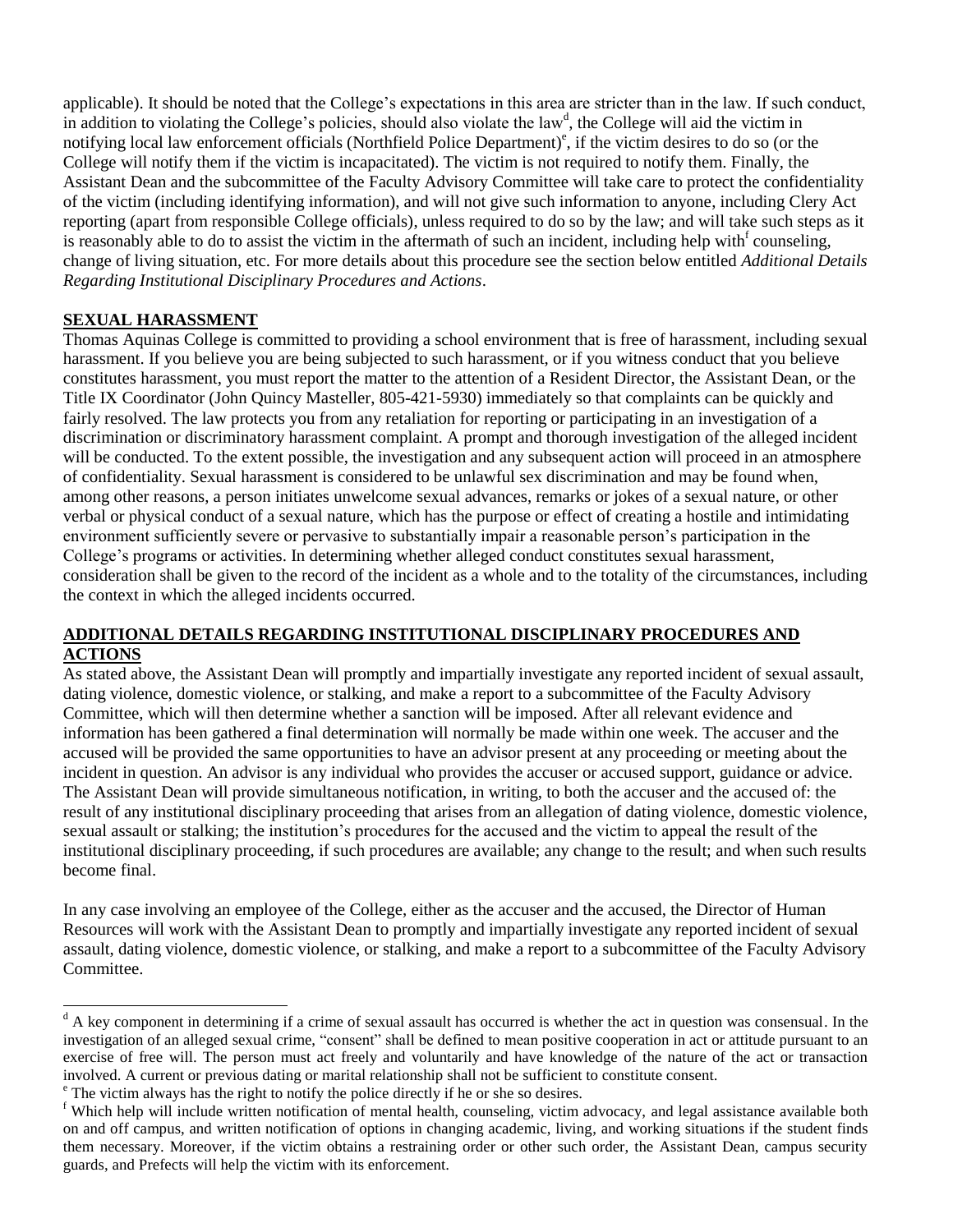applicable). It should be noted that the College's expectations in this area are stricter than in the law. If such conduct, in addition to violating the College's policies, should also violate the law[d], the College will aid the victim in notifying local law enforcement officials (Northfield Police Department)[e], if the victim desires to do so (or the College will notify them if the victim is incapacitated). The victim is not required to notify them. Finally, the Assistant Dean and the subcommittee of the Faculty Advisory Committee will take care to protect the confidentiality of the victim (including identifying information), and will not give such information to anyone, including Clery Act reporting (apart from responsible College officials), unless required to do so by the law; and will take such steps as it is reasonably able to do to assist the victim in the aftermath of such an incident, including help with[f] counseling, change of living situation, etc. For more details about this procedure see the section below entitled *Additional Details Regarding Institutional Disciplinary Procedures and Actions*.

## SEXUAL HARASSMENT

Thomas Aquinas College is committed to providing a school environment that is free of harassment, including sexual harassment. If you believe you are being subjected to such harassment, or if you witness conduct that you believe constitutes harassment, you must report the matter to the attention of a Resident Director, the Assistant Dean, or the Title IX Coordinator (John Quincy Masteller, 805-421-5930) immediately so that complaints can be quickly and fairly resolved. The law protects you from any retaliation for reporting or participating in an investigation of a discrimination or discriminatory harassment complaint. A prompt and thorough investigation of the alleged incident will be conducted. To the extent possible, the investigation and any subsequent action will proceed in an atmosphere of confidentiality. Sexual harassment is considered to be unlawful sex discrimination and may be found when, among other reasons, a person initiates unwelcome sexual advances, remarks or jokes of a sexual nature, or other verbal or physical conduct of a sexual nature, which has the purpose or effect of creating a hostile and intimidating environment sufficiently severe or pervasive to substantially impair a reasonable person's participation in the College's programs or activities. In determining whether alleged conduct constitutes sexual harassment, consideration shall be given to the record of the incident as a whole and to the totality of the circumstances, including the context in which the alleged incidents occurred.

## ADDITIONAL DETAILS REGARDING INSTITUTIONAL DISCIPLINARY PROCEDURES AND ACTIONS

As stated above, the Assistant Dean will promptly and impartially investigate any reported incident of sexual assault, dating violence, domestic violence, or stalking, and make a report to a subcommittee of the Faculty Advisory Committee, which will then determine whether a sanction will be imposed. After all relevant evidence and information has been gathered a final determination will normally be made within one week. The accuser and the accused will be provided the same opportunities to have an advisor present at any proceeding or meeting about the incident in question. An advisor is any individual who provides the accuser or accused support, guidance or advice. The Assistant Dean will provide simultaneous notification, in writing, to both the accuser and the accused of: the result of any institutional disciplinary proceeding that arises from an allegation of dating violence, domestic violence, sexual assault or stalking; the institution's procedures for the accused and the victim to appeal the result of the institutional disciplinary proceeding, if such procedures are available; any change to the result; and when such results become final.

In any case involving an employee of the College, either as the accuser and the accused, the Director of Human Resources will work with the Assistant Dean to promptly and impartially investigate any reported incident of sexual assault, dating violence, domestic violence, or stalking, and make a report to a subcommittee of the Faculty Advisory Committee.

---

[d] A key component in determining if a crime of sexual assault has occurred is whether the act in question was consensual. In the investigation of an alleged sexual crime, "consent" shall be defined to mean positive cooperation in act or attitude pursuant to an exercise of free will. The person must act freely and voluntarily and have knowledge of the nature of the act or transaction involved. A current or previous dating or marital relationship shall not be sufficient to constitute consent.

[e] The victim always has the right to notify the police directly if he or she so desires.

[f] Which help will include written notification of mental health, counseling, victim advocacy, and legal assistance available both on and off campus, and written notification of options in changing academic, living, and working situations if the student finds them necessary. Moreover, if the victim obtains a restraining order or other such order, the Assistant Dean, campus security guards, and Prefects will help the victim with its enforcement.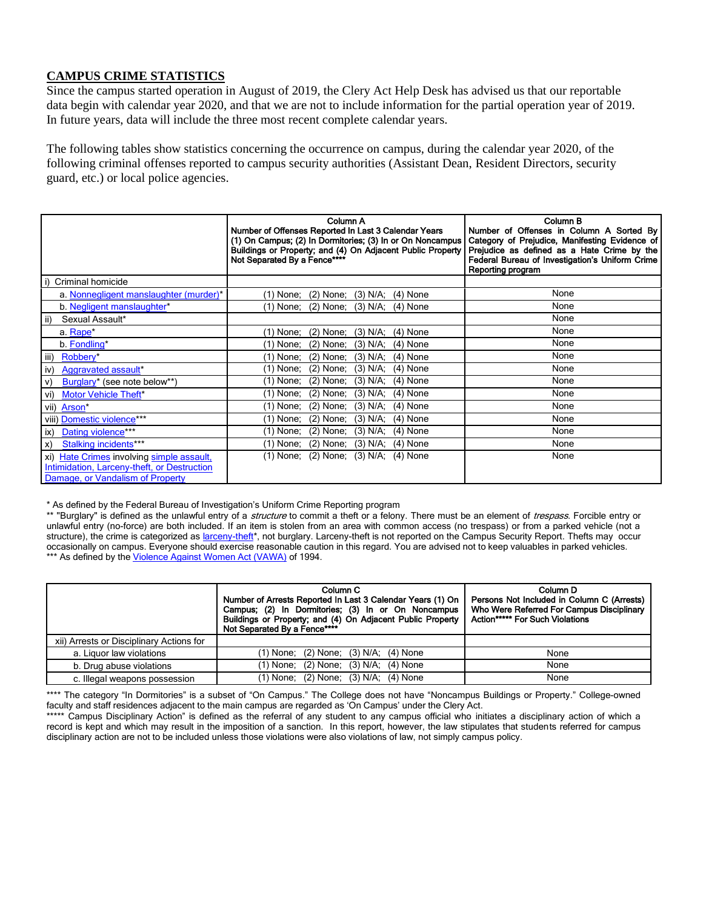## CAMPUS CRIME STATISTICS

Since the campus started operation in August of 2019, the Clery Act Help Desk has advised us that our reportable data begin with calendar year 2020, and that we are not to include information for the partial operation year of 2019. In future years, data will include the three most recent complete calendar years.

The following tables show statistics concerning the occurrence on campus, during the calendar year 2020, of the following criminal offenses reported to campus security authorities (Assistant Dean, Resident Directors, security guard, etc.) or local police agencies.

| | Column A<br>Number of Offenses Reported In Last 3 Calendar Years (1) On Campus; (2) In Dormitories; (3) In or On Noncampus Buildings or Property; and (4) On Adjacent Public Property Not Separated By a Fence**** | Column B<br>Number of Offenses in Column A Sorted By Category of Prejudice, Manifesting Evidence of Prejudice as defined as a Hate Crime by the Federal Bureau of Investigation's Uniform Crime Reporting program |
|---|---|---|
| i) Criminal homicide | | |
| a. Nonnegligent manslaughter (murder)* | (1) None; (2) None; (3) N/A; (4) None | None |
| b. Negligent manslaughter* | (1) None; (2) None; (3) N/A; (4) None | None |
| ii) Sexual Assault* | | None |
| a. Rape* | (1) None; (2) None; (3) N/A; (4) None | None |
| b. Fondling* | (1) None; (2) None; (3) N/A; (4) None | None |
| iii) Robbery* | (1) None; (2) None; (3) N/A; (4) None | None |
| iv) Aggravated assault* | (1) None; (2) None; (3) N/A; (4) None | None |
| v) Burglary* (see note below**) | (1) None; (2) None; (3) N/A; (4) None | None |
| vi) Motor Vehicle Theft* | (1) None; (2) None; (3) N/A; (4) None | None |
| vii) Arson* | (1) None; (2) None; (3) N/A; (4) None | None |
| viii) Domestic violence*** | (1) None; (2) None; (3) N/A; (4) None | None |
| ix) Dating violence*** | (1) None; (2) None; (3) N/A; (4) None | None |
| x) Stalking incidents*** | (1) None; (2) None; (3) N/A; (4) None | None |
| xi) Hate Crimes involving simple assault, Intimidation, Larceny-theft, or Destruction Damage, or Vandalism of Property | (1) None; (2) None; (3) N/A; (4) None | None |

\* As defined by the Federal Bureau of Investigation's Uniform Crime Reporting program

\** "Burglary" is defined as the unlawful entry of a *structure* to commit a theft or a felony. There must be an element of *trespass*. Forcible entry or unlawful entry (no-force) are both included. If an item is stolen from an area with common access (no trespass) or from a parked vehicle (not a structure), the crime is categorized as larceny-theft*, not burglary. Larceny-theft is not reported on the Campus Security Report. Thefts may occur occasionally on campus. Everyone should exercise reasonable caution in this regard. You are advised not to keep valuables in parked vehicles.

\*** As defined by the Violence Against Women Act (VAWA) of 1994.

| | Column C<br>Number of Arrests Reported In Last 3 Calendar Years (1) On Campus; (2) In Dormitories; (3) In or On Noncampus Buildings or Property; and (4) On Adjacent Public Property Not Separated By a Fence**** | Column D<br>Persons Not Included in Column C (Arrests) Who Were Referred For Campus Disciplinary Action***** For Such Violations |
|---|---|---|
| xii) Arrests or Disciplinary Actions for | | |
| a. Liquor law violations | (1) None; (2) None; (3) N/A; (4) None | None |
| b. Drug abuse violations | (1) None; (2) None; (3) N/A; (4) None | None |
| c. Illegal weapons possession | (1) None; (2) None; (3) N/A; (4) None | None |

\**** The category "In Dormitories" is a subset of "On Campus." The College does not have "Noncampus Buildings or Property." College-owned faculty and staff residences adjacent to the main campus are regarded as 'On Campus' under the Clery Act.

\***** Campus Disciplinary Action" is defined as the referral of any student to any campus official who initiates a disciplinary action of which a record is kept and which may result in the imposition of a sanction. In this report, however, the law stipulates that students referred for campus disciplinary action are not to be included unless those violations were also violations of law, not simply campus policy.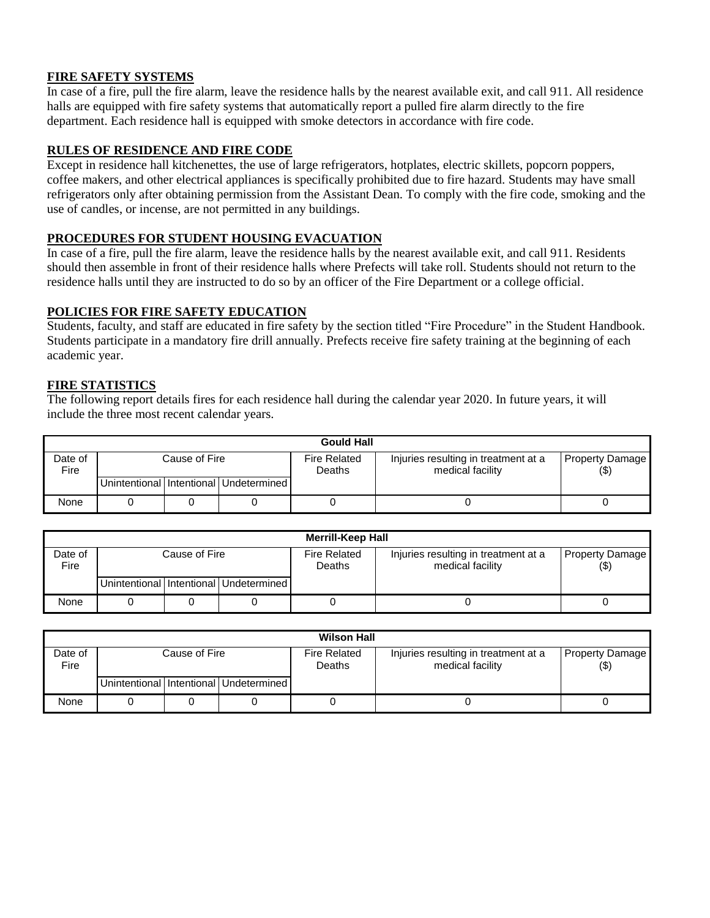## FIRE SAFETY SYSTEMS

In case of a fire, pull the fire alarm, leave the residence halls by the nearest available exit, and call 911. All residence halls are equipped with fire safety systems that automatically report a pulled fire alarm directly to the fire department. Each residence hall is equipped with smoke detectors in accordance with fire code.

## RULES OF RESIDENCE AND FIRE CODE

Except in residence hall kitchenettes, the use of large refrigerators, hotplates, electric skillets, popcorn poppers, coffee makers, and other electrical appliances is specifically prohibited due to fire hazard. Students may have small refrigerators only after obtaining permission from the Assistant Dean. To comply with the fire code, smoking and the use of candles, or incense, are not permitted in any buildings.

## PROCEDURES FOR STUDENT HOUSING EVACUATION

In case of a fire, pull the fire alarm, leave the residence halls by the nearest available exit, and call 911. Residents should then assemble in front of their residence halls where Prefects will take roll. Students should not return to the residence halls until they are instructed to do so by an officer of the Fire Department or a college official.

## POLICIES FOR FIRE SAFETY EDUCATION

Students, faculty, and staff are educated in fire safety by the section titled "Fire Procedure" in the Student Handbook. Students participate in a mandatory fire drill annually. Prefects receive fire safety training at the beginning of each academic year.

## FIRE STATISTICS

The following report details fires for each residence hall during the calendar year 2020. In future years, it will include the three most recent calendar years.

**Gould Hall**

| Date of Fire | Cause of Fire | | | Fire Related Deaths | Injuries resulting in treatment at a medical facility | Property Damage ($) |
|---|---|---|---|---|---|---|
| | Unintentional | Intentional | Undetermined | | | |
| None | 0 | 0 | 0 | 0 | 0 | 0 |

**Merrill-Keep Hall**

| Date of Fire | Cause of Fire | | | Fire Related Deaths | Injuries resulting in treatment at a medical facility | Property Damage ($) |
|---|---|---|---|---|---|---|
| | Unintentional | Intentional | Undetermined | | | |
| None | 0 | 0 | 0 | 0 | 0 | 0 |

**Wilson Hall**

| Date of Fire | Cause of Fire | | | Fire Related Deaths | Injuries resulting in treatment at a medical facility | Property Damage ($) |
|---|---|---|---|---|---|---|
| | Unintentional | Intentional | Undetermined | | | |
| None | 0 | 0 | 0 | 0 | 0 | 0 |